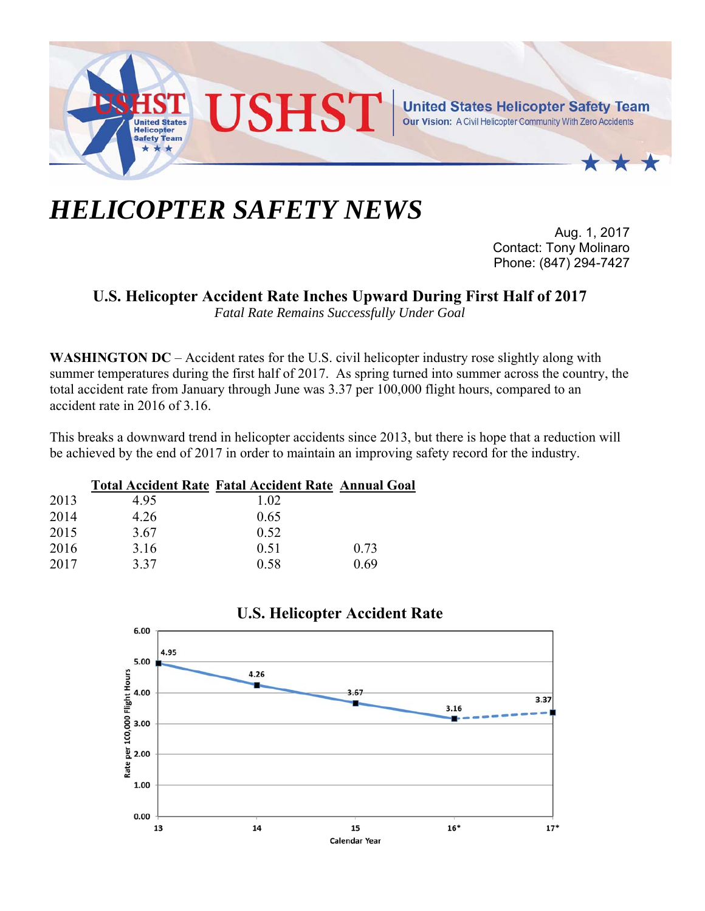USHST

**United States Helicopter Safety Team**
**Our Vision:** A Civil Helicopter Community With Zero Accidents

# *HELICOPTER SAFETY NEWS*

Aug. 1, 2017
Contact: Tony Molinaro
Phone: (847) 294-7427

## U.S. Helicopter Accident Rate Inches Upward During First Half of 2017

*Fatal Rate Remains Successfully Under Goal*

**WASHINGTON DC** – Accident rates for the U.S. civil helicopter industry rose slightly along with summer temperatures during the first half of 2017. As spring turned into summer across the country, the total accident rate from January through June was 3.37 per 100,000 flight hours, compared to an accident rate in 2016 of 3.16.

This breaks a downward trend in helicopter accidents since 2013, but there is hope that a reduction will be achieved by the end of 2017 in order to maintain an improving safety record for the industry.

| | Total Accident Rate | Fatal Accident Rate | Annual Goal |
|---|---|---|---|
| 2013 | 4.95 | 1.02 | |
| 2014 | 4.26 | 0.65 | |
| 2015 | 3.67 | 0.52 | |
| 2016 | 3.16 | 0.51 | 0.73 |
| 2017 | 3.37 | 0.58 | 0.69 |

**U.S. Helicopter Accident Rate**

| Calendar Year | Rate per 100,000 Flight Hours |
|---|---|
| 13 | 4.95 |
| 14 | 4.26 |
| 15 | 3.67 |
| 16* | 3.16 |
| 17* | 3.37 |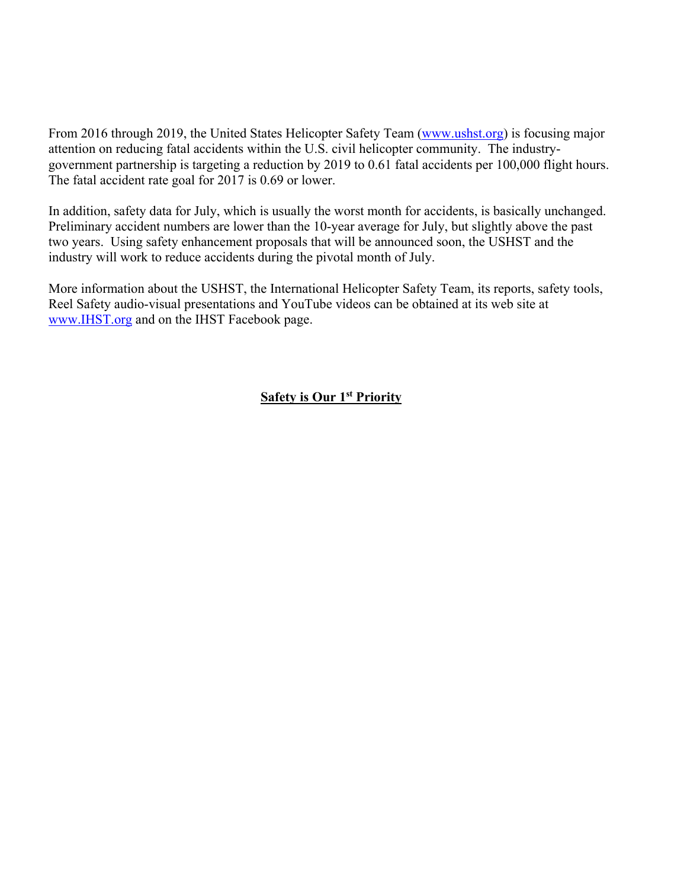From 2016 through 2019, the United States Helicopter Safety Team (www.ushst.org) is focusing major attention on reducing fatal accidents within the U.S. civil helicopter community. The industry-government partnership is targeting a reduction by 2019 to 0.61 fatal accidents per 100,000 flight hours. The fatal accident rate goal for 2017 is 0.69 or lower.

In addition, safety data for July, which is usually the worst month for accidents, is basically unchanged. Preliminary accident numbers are lower than the 10-year average for July, but slightly above the past two years. Using safety enhancement proposals that will be announced soon, the USHST and the industry will work to reduce accidents during the pivotal month of July.

More information about the USHST, the International Helicopter Safety Team, its reports, safety tools, Reel Safety audio-visual presentations and YouTube videos can be obtained at its web site at www.IHST.org and on the IHST Facebook page.

**Safety is Our 1st Priority**